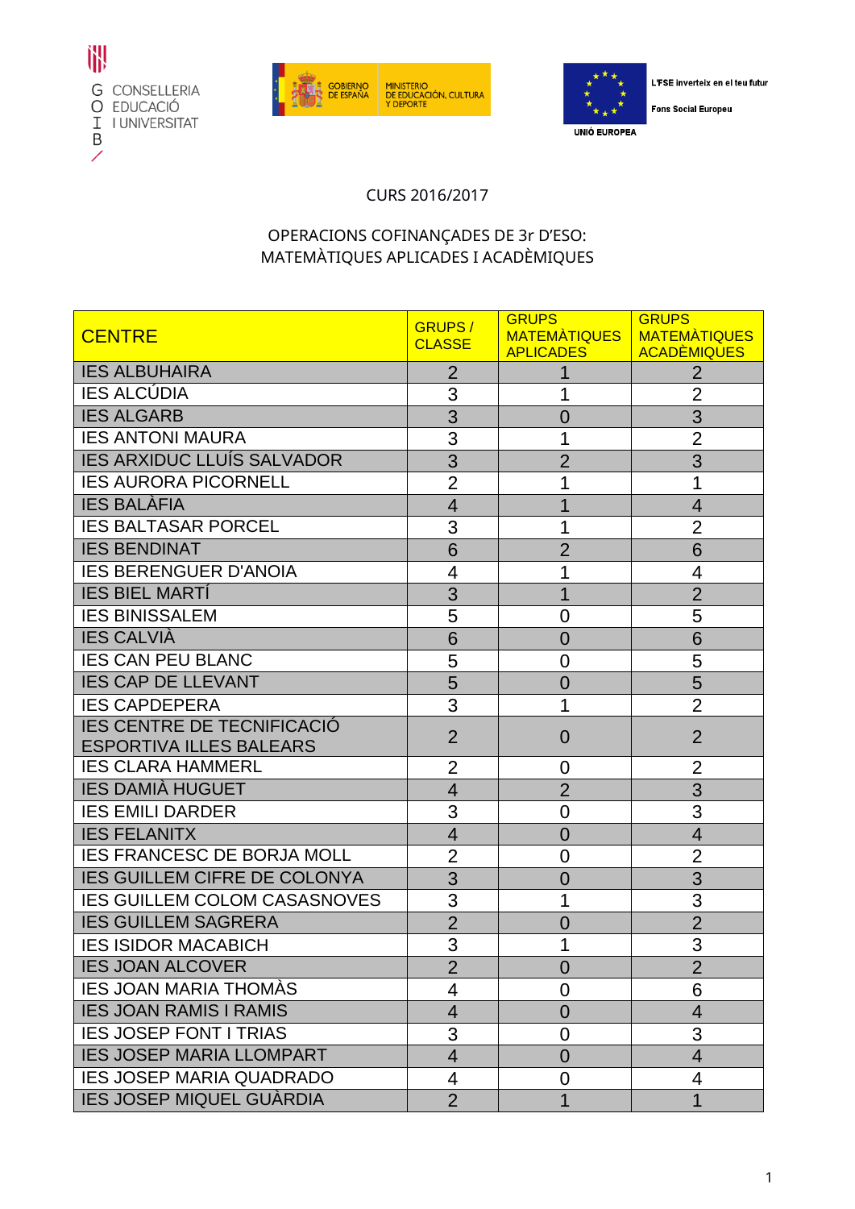GOIB CONSELLERIA EDUCACIÓ I UNIVERSITAT

GOBIERNO DE ESPAÑA — MINISTERIO DE EDUCACIÓN, CULTURA Y DEPORTE

UNIÓ EUROPEA — L'FSE inverteix en el teu futur — Fons Social Europeu

CURS 2016/2017

OPERACIONS COFINANÇADES DE 3r D'ESO:
MATEMÀTIQUES APLICADES I ACADÈMIQUES

| CENTRE | GRUPS / CLASSE | GRUPS MATEMÀTIQUES APLICADES | GRUPS MATEMÀTIQUES ACADÈMIQUES |
|---|---|---|---|
| IES ALBUHAIRA | 2 | 1 | 2 |
| IES ALCÚDIA | 3 | 1 | 2 |
| IES ALGARB | 3 | 0 | 3 |
| IES ANTONI MAURA | 3 | 1 | 2 |
| IES ARXIDUC LLUÍS SALVADOR | 3 | 2 | 3 |
| IES AURORA PICORNELL | 2 | 1 | 1 |
| IES BALÀFIA | 4 | 1 | 4 |
| IES BALTASAR PORCEL | 3 | 1 | 2 |
| IES BENDINAT | 6 | 2 | 6 |
| IES BERENGUER D'ANOIA | 4 | 1 | 4 |
| IES BIEL MARTÍ | 3 | 1 | 2 |
| IES BINISSALEM | 5 | 0 | 5 |
| IES CALVIÀ | 6 | 0 | 6 |
| IES CAN PEU BLANC | 5 | 0 | 5 |
| IES CAP DE LLEVANT | 5 | 0 | 5 |
| IES CAPDEPERA | 3 | 1 | 2 |
| IES CENTRE DE TECNIFICACIÓ ESPORTIVA ILLES BALEARS | 2 | 0 | 2 |
| IES CLARA HAMMERL | 2 | 0 | 2 |
| IES DAMIÀ HUGUET | 4 | 2 | 3 |
| IES EMILI DARDER | 3 | 0 | 3 |
| IES FELANITX | 4 | 0 | 4 |
| IES FRANCESC DE BORJA MOLL | 2 | 0 | 2 |
| IES GUILLEM CIFRE DE COLONYA | 3 | 0 | 3 |
| IES GUILLEM COLOM CASASNOVES | 3 | 1 | 3 |
| IES GUILLEM SAGRERA | 2 | 0 | 2 |
| IES ISIDOR MACABICH | 3 | 1 | 3 |
| IES JOAN ALCOVER | 2 | 0 | 2 |
| IES JOAN MARIA THOMÀS | 4 | 0 | 6 |
| IES JOAN RAMIS I RAMIS | 4 | 0 | 4 |
| IES JOSEP FONT I TRIAS | 3 | 0 | 3 |
| IES JOSEP MARIA LLOMPART | 4 | 0 | 4 |
| IES JOSEP MARIA QUADRADO | 4 | 0 | 4 |
| IES JOSEP MIQUEL GUÀRDIA | 2 | 1 | 1 |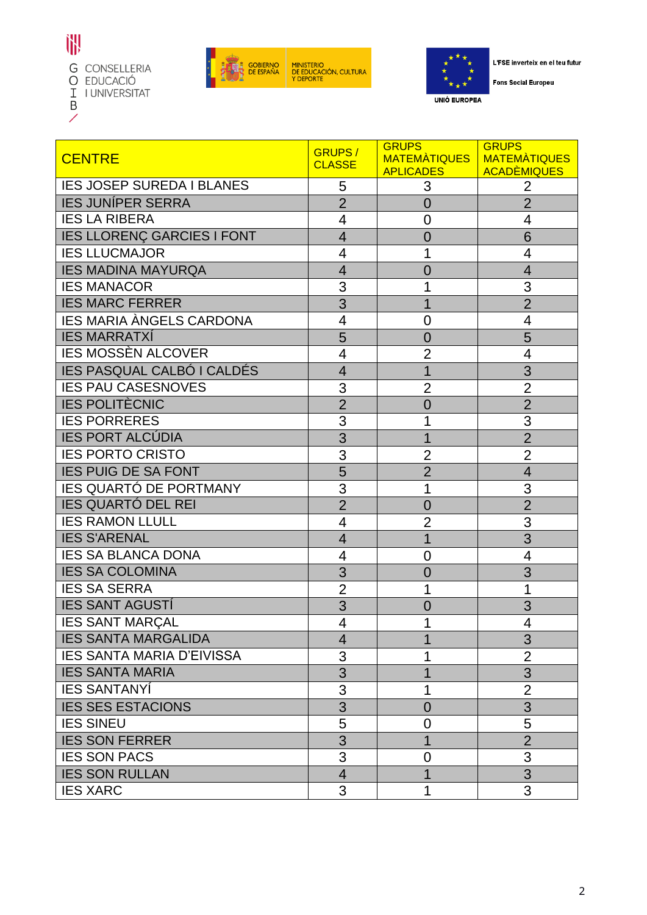G CONSELLERIA
O EDUCACIÓ
I I UNIVERSITAT
B

GOBIERNO DE ESPAÑA MINISTERIO DE EDUCACIÓN, CULTURA Y DEPORTE

UNIÓ EUROPEA

L'FSE inverteix en el teu futur

Fons Social Europeu

| CENTRE | GRUPS / CLASSE | GRUPS MATEMÀTIQUES APLICADES | GRUPS MATEMÀTIQUES ACADÈMIQUES |
|---|---|---|---|
| IES JOSEP SUREDA I BLANES | 5 | 3 | 2 |
| IES JUNÍPER SERRA | 2 | 0 | 2 |
| IES LA RIBERA | 4 | 0 | 4 |
| IES LLORENÇ GARCIES I FONT | 4 | 0 | 6 |
| IES LLUCMAJOR | 4 | 1 | 4 |
| IES MADINA MAYURQA | 4 | 0 | 4 |
| IES MANACOR | 3 | 1 | 3 |
| IES MARC FERRER | 3 | 1 | 2 |
| IES MARIA ÀNGELS CARDONA | 4 | 0 | 4 |
| IES MARRATXÍ | 5 | 0 | 5 |
| IES MOSSÈN ALCOVER | 4 | 2 | 4 |
| IES PASQUAL CALBÓ I CALDÉS | 4 | 1 | 3 |
| IES PAU CASESNOVES | 3 | 2 | 2 |
| IES POLITÈCNIC | 2 | 0 | 2 |
| IES PORRERES | 3 | 1 | 3 |
| IES PORT ALCÚDIA | 3 | 1 | 2 |
| IES PORTO CRISTO | 3 | 2 | 2 |
| IES PUIG DE SA FONT | 5 | 2 | 4 |
| IES QUARTÓ DE PORTMANY | 3 | 1 | 3 |
| IES QUARTÓ DEL REI | 2 | 0 | 2 |
| IES RAMON LLULL | 4 | 2 | 3 |
| IES S'ARENAL | 4 | 1 | 3 |
| IES SA BLANCA DONA | 4 | 0 | 4 |
| IES SA COLOMINA | 3 | 0 | 3 |
| IES SA SERRA | 2 | 1 | 1 |
| IES SANT AGUSTÍ | 3 | 0 | 3 |
| IES SANT MARÇAL | 4 | 1 | 4 |
| IES SANTA MARGALIDA | 4 | 1 | 3 |
| IES SANTA MARIA D'EIVISSA | 3 | 1 | 2 |
| IES SANTA MARIA | 3 | 1 | 3 |
| IES SANTANYÍ | 3 | 1 | 2 |
| IES SES ESTACIONS | 3 | 0 | 3 |
| IES SINEU | 5 | 0 | 5 |
| IES SON FERRER | 3 | 1 | 2 |
| IES SON PACS | 3 | 0 | 3 |
| IES SON RULLAN | 4 | 1 | 3 |
| IES XARC | 3 | 1 | 3 |